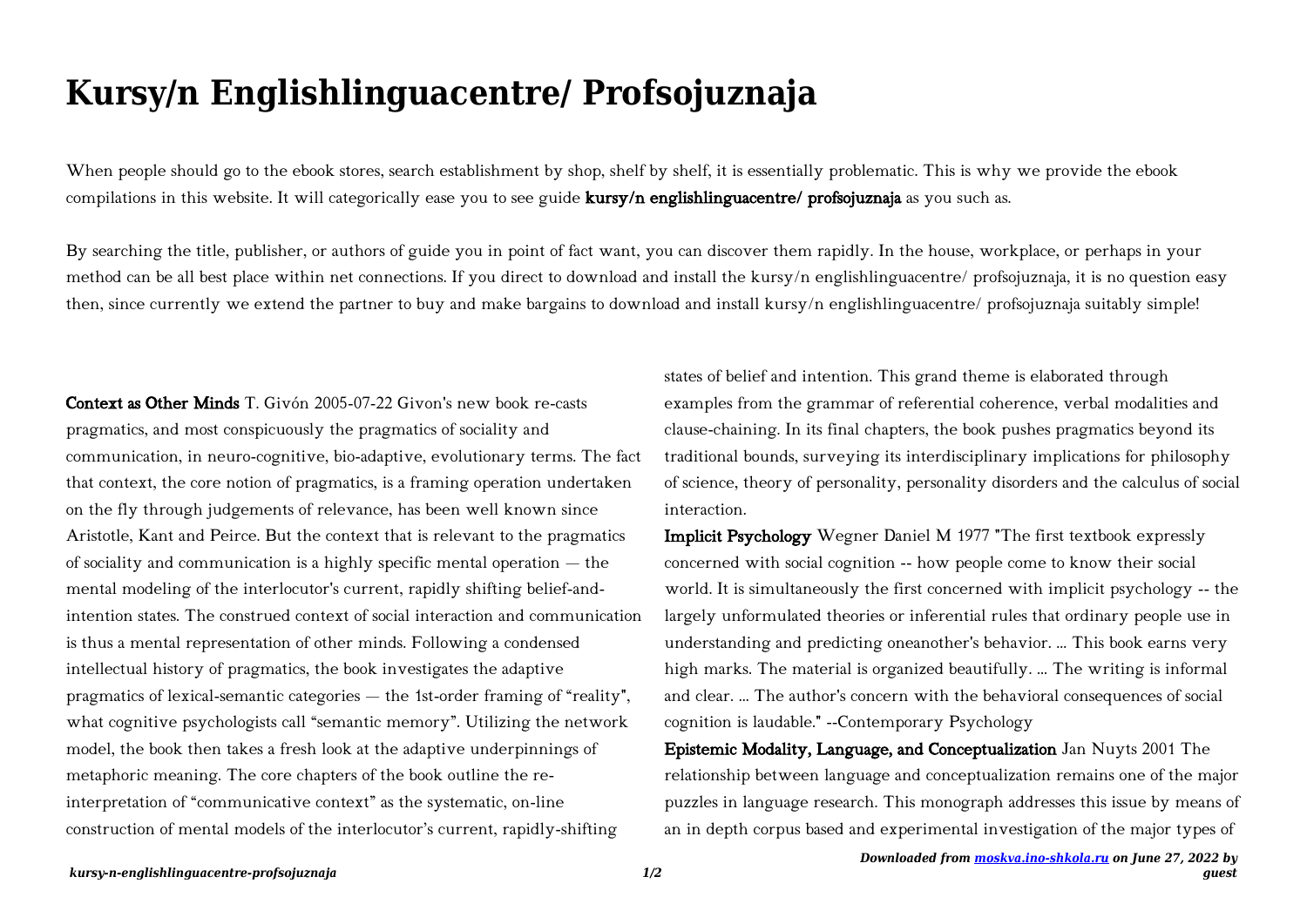# Kursy/n Englishlinguacentre/ Profsojuznaja

When people should go to the ebook stores, search establishment by shop, shelf by shelf, it is essentially problematic. This is why we provide the ebook compilations in this website. It will categorically ease you to see guide **kursy/n englishlinguacentre/ profsojuznaja** as you such as.

By searching the title, publisher, or authors of guide you in point of fact want, you can discover them rapidly. In the house, workplace, or perhaps in your method can be all best place within net connections. If you direct to download and install the kursy/n englishlinguacentre/ profsojuznaja, it is no question easy then, since currently we extend the partner to buy and make bargains to download and install kursy/n englishlinguacentre/ profsojuznaja suitably simple!

**Context as Other Minds** T. Givón 2005-07-22 Givon's new book re-casts pragmatics, and most conspicuously the pragmatics of sociality and communication, in neuro-cognitive, bio-adaptive, evolutionary terms. The fact that context, the core notion of pragmatics, is a framing operation undertaken on the fly through judgements of relevance, has been well known since Aristotle, Kant and Peirce. But the context that is relevant to the pragmatics of sociality and communication is a highly specific mental operation — the mental modeling of the interlocutor's current, rapidly shifting belief-and-intention states. The construed context of social interaction and communication is thus a mental representation of other minds. Following a condensed intellectual history of pragmatics, the book investigates the adaptive pragmatics of lexical-semantic categories — the 1st-order framing of "reality", what cognitive psychologists call "semantic memory". Utilizing the network model, the book then takes a fresh look at the adaptive underpinnings of metaphoric meaning. The core chapters of the book outline the re-interpretation of "communicative context" as the systematic, on-line construction of mental models of the interlocutor's current, rapidly-shifting states of belief and intention. This grand theme is elaborated through examples from the grammar of referential coherence, verbal modalities and clause-chaining. In its final chapters, the book pushes pragmatics beyond its traditional bounds, surveying its interdisciplinary implications for philosophy of science, theory of personality, personality disorders and the calculus of social interaction.

**Implicit Psychology** Wegner Daniel M 1977 "The first textbook expressly concerned with social cognition -- how people come to know their social world. It is simultaneously the first concerned with implicit psychology -- the largely unformulated theories or inferential rules that ordinary people use in understanding and predicting oneanother's behavior. ... This book earns very high marks. The material is organized beautifully. ... The writing is informal and clear. ... The author's concern with the behavioral consequences of social cognition is laudable." --Contemporary Psychology

**Epistemic Modality, Language, and Conceptualization** Jan Nuyts 2001 The relationship between language and conceptualization remains one of the major puzzles in language research. This monograph addresses this issue by means of an in depth corpus based and experimental investigation of the major types of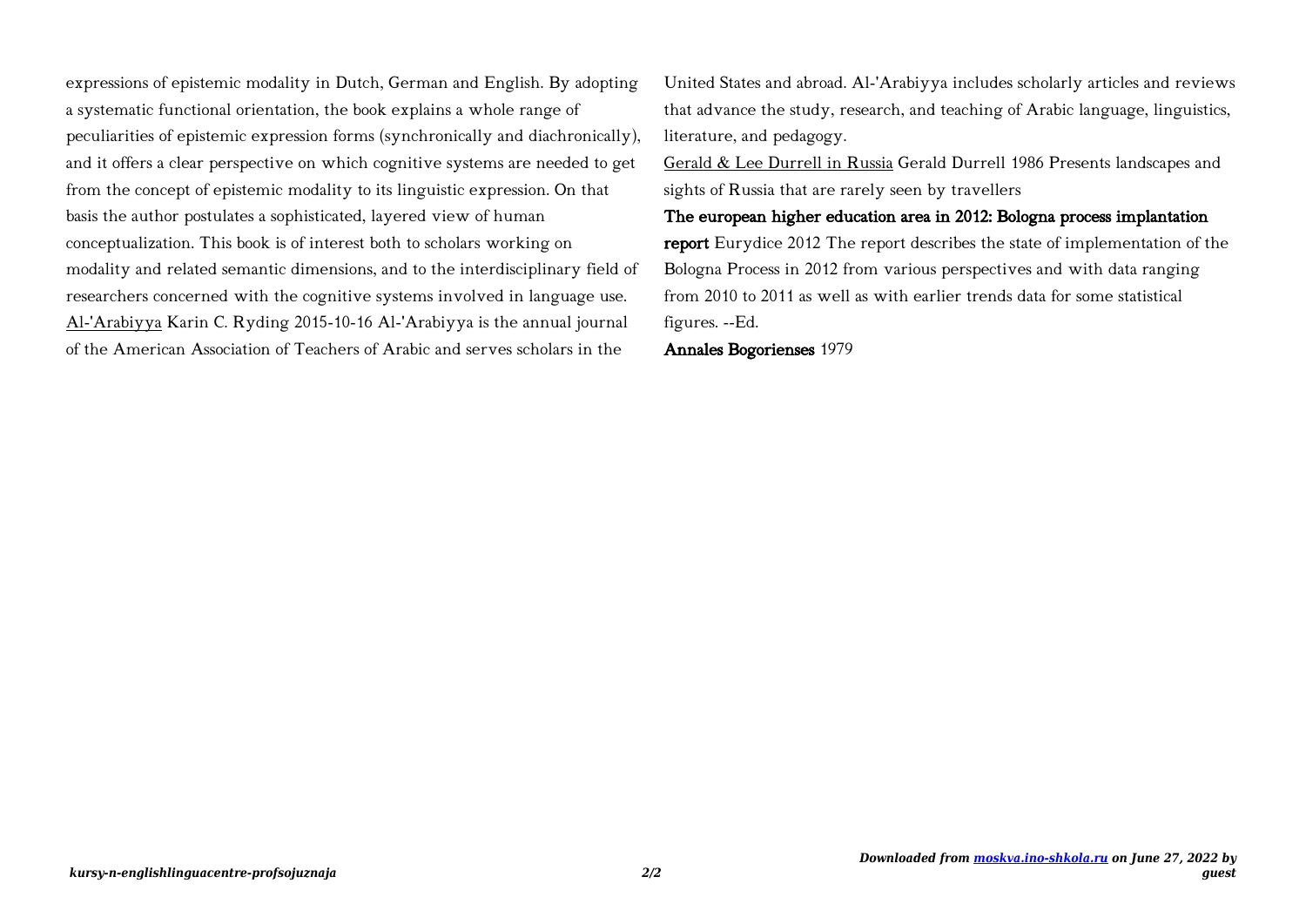expressions of epistemic modality in Dutch, German and English. By adopting a systematic functional orientation, the book explains a whole range of peculiarities of epistemic expression forms (synchronically and diachronically), and it offers a clear perspective on which cognitive systems are needed to get from the concept of epistemic modality to its linguistic expression. On that basis the author postulates a sophisticated, layered view of human conceptualization. This book is of interest both to scholars working on modality and related semantic dimensions, and to the interdisciplinary field of researchers concerned with the cognitive systems involved in language use.

Al-'Arabiyya Karin C. Ryding 2015-10-16 Al-'Arabiyya is the annual journal of the American Association of Teachers of Arabic and serves scholars in the United States and abroad. Al-'Arabiyya includes scholarly articles and reviews that advance the study, research, and teaching of Arabic language, linguistics, literature, and pedagogy.

Gerald & Lee Durrell in Russia Gerald Durrell 1986 Presents landscapes and sights of Russia that are rarely seen by travellers

**The european higher education area in 2012: Bologna process implantation report** Eurydice 2012 The report describes the state of implementation of the Bologna Process in 2012 from various perspectives and with data ranging from 2010 to 2011 as well as with earlier trends data for some statistical figures. --Ed.

**Annales Bogorienses** 1979